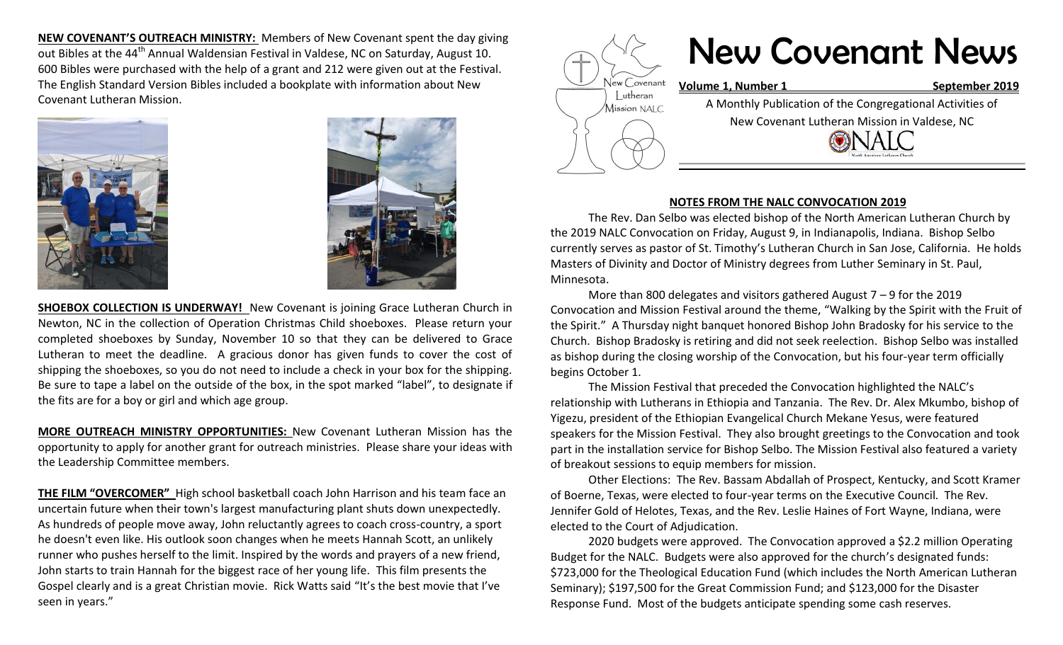# New Covenant News

**Volume 1, Number 1** **September 2019**

A Monthly Publication of the Congregational Activities of
New Covenant Lutheran Mission in Valdese, NC

## NOTES FROM THE NALC CONVOCATION 2019

The Rev. Dan Selbo was elected bishop of the North American Lutheran Church by the 2019 NALC Convocation on Friday, August 9, in Indianapolis, Indiana. Bishop Selbo currently serves as pastor of St. Timothy's Lutheran Church in San Jose, California. He holds Masters of Divinity and Doctor of Ministry degrees from Luther Seminary in St. Paul, Minnesota.

More than 800 delegates and visitors gathered August 7 – 9 for the 2019 Convocation and Mission Festival around the theme, "Walking by the Spirit with the Fruit of the Spirit." A Thursday night banquet honored Bishop John Bradosky for his service to the Church. Bishop Bradosky is retiring and did not seek reelection. Bishop Selbo was installed as bishop during the closing worship of the Convocation, but his four-year term officially begins October 1.

The Mission Festival that preceded the Convocation highlighted the NALC's relationship with Lutherans in Ethiopia and Tanzania. The Rev. Dr. Alex Mkumbo, bishop of Yigezu, president of the Ethiopian Evangelical Church Mekane Yesus, were featured speakers for the Mission Festival. They also brought greetings to the Convocation and took part in the installation service for Bishop Selbo. The Mission Festival also featured a variety of breakout sessions to equip members for mission.

Other Elections: The Rev. Bassam Abdallah of Prospect, Kentucky, and Scott Kramer of Boerne, Texas, were elected to four-year terms on the Executive Council. The Rev. Jennifer Gold of Helotes, Texas, and the Rev. Leslie Haines of Fort Wayne, Indiana, were elected to the Court of Adjudication.

2020 budgets were approved. The Convocation approved a $2.2 million Operating Budget for the NALC. Budgets were also approved for the church's designated funds: $723,000 for the Theological Education Fund (which includes the North American Lutheran Seminary); $197,500 for the Great Commission Fund; and $123,000 for the Disaster Response Fund. Most of the budgets anticipate spending some cash reserves.

**NEW COVENANT'S OUTREACH MINISTRY:** Members of New Covenant spent the day giving out Bibles at the 44th Annual Waldensian Festival in Valdese, NC on Saturday, August 10. 600 Bibles were purchased with the help of a grant and 212 were given out at the Festival. The English Standard Version Bibles included a bookplate with information about New Covenant Lutheran Mission.

**SHOEBOX COLLECTION IS UNDERWAY!** New Covenant is joining Grace Lutheran Church in Newton, NC in the collection of Operation Christmas Child shoeboxes. Please return your completed shoeboxes by Sunday, November 10 so that they can be delivered to Grace Lutheran to meet the deadline. A gracious donor has given funds to cover the cost of shipping the shoeboxes, so you do not need to include a check in your box for the shipping. Be sure to tape a label on the outside of the box, in the spot marked "label", to designate if the fits are for a boy or girl and which age group.

**MORE OUTREACH MINISTRY OPPORTUNITIES:** New Covenant Lutheran Mission has the opportunity to apply for another grant for outreach ministries. Please share your ideas with the Leadership Committee members.

**THE FILM "OVERCOMER"** High school basketball coach John Harrison and his team face an uncertain future when their town's largest manufacturing plant shuts down unexpectedly. As hundreds of people move away, John reluctantly agrees to coach cross-country, a sport he doesn't even like. His outlook soon changes when he meets Hannah Scott, an unlikely runner who pushes herself to the limit. Inspired by the words and prayers of a new friend, John starts to train Hannah for the biggest race of her young life. This film presents the Gospel clearly and is a great Christian movie. Rick Watts said "It's the best movie that I've seen in years."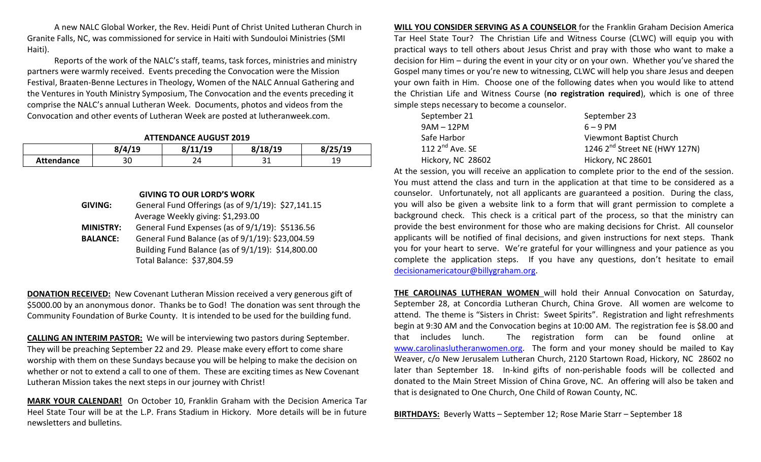A new NALC Global Worker, the Rev. Heidi Punt of Christ United Lutheran Church in Granite Falls, NC, was commissioned for service in Haiti with Sundouloi Ministries (SMI Haiti).

Reports of the work of the NALC's staff, teams, task forces, ministries and ministry partners were warmly received. Events preceding the Convocation were the Mission Festival, Braaten-Benne Lectures in Theology, Women of the NALC Annual Gathering and the Ventures in Youth Ministry Symposium, The Convocation and the events preceding it comprise the NALC's annual Lutheran Week. Documents, photos and videos from the Convocation and other events of Lutheran Week are posted at lutheranweek.com.

**ATTENDANCE AUGUST 2019**

| | 8/4/19 | 8/11/19 | 8/18/19 | 8/25/19 |
|---|---|---|---|---|
| **Attendance** | 30 | 24 | 31 | 19 |

**GIVING TO OUR LORD'S WORK**

**GIVING:** General Fund Offerings (as of 9/1/19): $27,141.15
Average Weekly giving: $1,293.00

**MINISTRY:** General Fund Expenses (as of 9/1/19): $5136.56

**BALANCE:** General Fund Balance (as of 9/1/19): $23,004.59
Building Fund Balance (as of 9/1/19): $14,800.00
Total Balance: $37,804.59

**DONATION RECEIVED:** New Covenant Lutheran Mission received a very generous gift of $5000.00 by an anonymous donor. Thanks be to God! The donation was sent through the Community Foundation of Burke County. It is intended to be used for the building fund.

**CALLING AN INTERIM PASTOR:** We will be interviewing two pastors during September. They will be preaching September 22 and 29. Please make every effort to come share worship with them on these Sundays because you will be helping to make the decision on whether or not to extend a call to one of them. These are exciting times as New Covenant Lutheran Mission takes the next steps in our journey with Christ!

**MARK YOUR CALENDAR!** On October 10, Franklin Graham with the Decision America Tar Heel State Tour will be at the L.P. Frans Stadium in Hickory. More details will be in future newsletters and bulletins.

**WILL YOU CONSIDER SERVING AS A COUNSELOR** for the Franklin Graham Decision America Tar Heel State Tour? The Christian Life and Witness Course (CLWC) will equip you with practical ways to tell others about Jesus Christ and pray with those who want to make a decision for Him – during the event in your city or on your own. Whether you've shared the Gospel many times or you're new to witnessing, CLWC will help you share Jesus and deepen your own faith in Him. Choose one of the following dates when you would like to attend the Christian Life and Witness Course (**no registration required**), which is one of three simple steps necessary to become a counselor.

| | |
|---|---|
| September 21 | September 23 |
| 9AM – 12PM | 6 – 9 PM |
| Safe Harbor | Viewmont Baptist Church |
| 112 2nd Ave. SE | 1246 2nd Street NE (HWY 127N) |
| Hickory, NC 28602 | Hickory, NC 28601 |

At the session, you will receive an application to complete prior to the end of the session. You must attend the class and turn in the application at that time to be considered as a counselor. Unfortunately, not all applicants are guaranteed a position. During the class, you will also be given a website link to a form that will grant permission to complete a background check. This check is a critical part of the process, so that the ministry can provide the best environment for those who are making decisions for Christ. All counselor applicants will be notified of final decisions, and given instructions for next steps. Thank you for your heart to serve. We're grateful for your willingness and your patience as you complete the application steps. If you have any questions, don't hesitate to email decisionamericatour@billygraham.org.

**THE CAROLINAS LUTHERAN WOMEN** will hold their Annual Convocation on Saturday, September 28, at Concordia Lutheran Church, China Grove. All women are welcome to attend. The theme is "Sisters in Christ: Sweet Spirits". Registration and light refreshments begin at 9:30 AM and the Convocation begins at 10:00 AM. The registration fee is $8.00 and that includes lunch. The registration form can be found online at www.carolinaslutheranwomen.org. The form and your money should be mailed to Kay Weaver, c/o New Jerusalem Lutheran Church, 2120 Startown Road, Hickory, NC 28602 no later than September 18. In-kind gifts of non-perishable foods will be collected and donated to the Main Street Mission of China Grove, NC. An offering will also be taken and that is designated to One Church, One Child of Rowan County, NC.

**BIRTHDAYS:** Beverly Watts – September 12; Rose Marie Starr – September 18